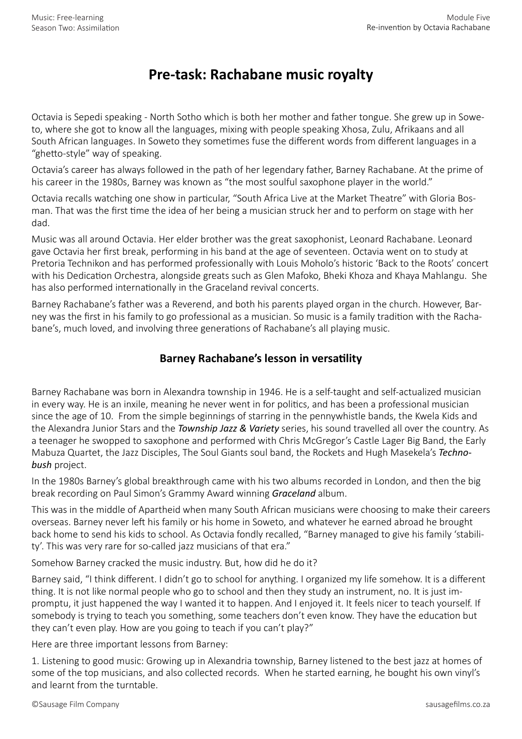# Pre-task: Rachabane music royalty

Octavia is Sepedi speaking - North Sotho which is both her mother and father tongue. She grew up in Soweto, where she got to know all the languages, mixing with people speaking Xhosa, Zulu, Afrikaans and all South African languages. In Soweto they sometimes fuse the different words from different languages in a "ghetto-style" way of speaking.

Octavia's career has always followed in the path of her legendary father, Barney Rachabane. At the prime of his career in the 1980s, Barney was known as "the most soulful saxophone player in the world."

Octavia recalls watching one show in particular, "South Africa Live at the Market Theatre" with Gloria Bosman. That was the first time the idea of her being a musician struck her and to perform on stage with her dad.

Music was all around Octavia. Her elder brother was the great saxophonist, Leonard Rachabane. Leonard gave Octavia her first break, performing in his band at the age of seventeen. Octavia went on to study at Pretoria Technikon and has performed professionally with Louis Moholo's historic 'Back to the Roots' concert with his Dedication Orchestra, alongside greats such as Glen Mafoko, Bheki Khoza and Khaya Mahlangu. She has also performed internationally in the Graceland revival concerts.

Barney Rachabane's father was a Reverend, and both his parents played organ in the church. However, Barney was the first in his family to go professional as a musician. So music is a family tradition with the Rachabane's, much loved, and involving three generations of Rachabane's all playing music.

## Barney Rachabane's lesson in versatility

Barney Rachabane was born in Alexandra township in 1946. He is a self-taught and self-actualized musician in every way. He is an inxile, meaning he never went in for politics, and has been a professional musician since the age of 10. From the simple beginnings of starring in the pennywhistle bands, the Kwela Kids and the Alexandra Junior Stars and the ***Township Jazz & Variety*** series, his sound travelled all over the country. As a teenager he swopped to saxophone and performed with Chris McGregor's Castle Lager Big Band, the Early Mabuza Quartet, the Jazz Disciples, The Soul Giants soul band, the Rockets and Hugh Masekela's ***Techno-bush*** project.

In the 1980s Barney's global breakthrough came with his two albums recorded in London, and then the big break recording on Paul Simon's Grammy Award winning ***Graceland*** album.

This was in the middle of Apartheid when many South African musicians were choosing to make their careers overseas. Barney never left his family or his home in Soweto, and whatever he earned abroad he brought back home to send his kids to school. As Octavia fondly recalled, "Barney managed to give his family 'stability'. This was very rare for so-called jazz musicians of that era."

Somehow Barney cracked the music industry. But, how did he do it?

Barney said, "I think different. I didn't go to school for anything. I organized my life somehow. It is a different thing. It is not like normal people who go to school and then they study an instrument, no. It is just impromptu, it just happened the way I wanted it to happen. And I enjoyed it. It feels nicer to teach yourself. If somebody is trying to teach you something, some teachers don't even know. They have the education but they can't even play. How are you going to teach if you can't play?"

Here are three important lessons from Barney:

1. Listening to good music: Growing up in Alexandria township, Barney listened to the best jazz at homes of some of the top musicians, and also collected records. When he started earning, he bought his own vinyl's and learnt from the turntable.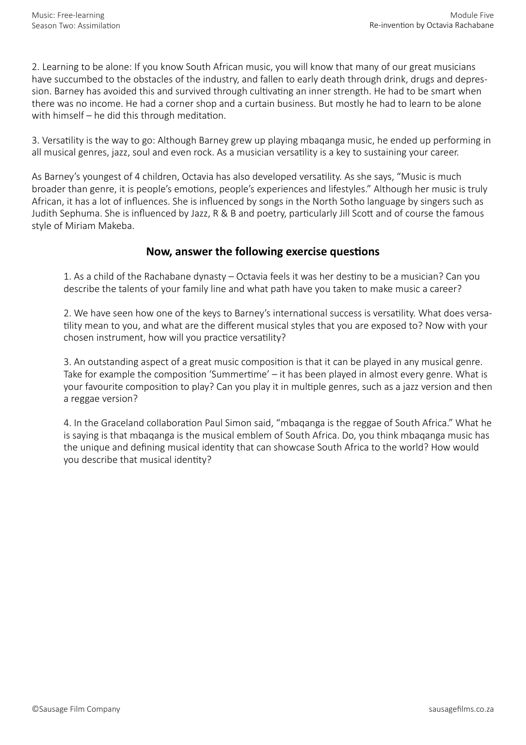2. Learning to be alone: If you know South African music, you will know that many of our great musicians have succumbed to the obstacles of the industry, and fallen to early death through drink, drugs and depression. Barney has avoided this and survived through cultivating an inner strength. He had to be smart when there was no income. He had a corner shop and a curtain business. But mostly he had to learn to be alone with himself – he did this through meditation.

3. Versatility is the way to go: Although Barney grew up playing mbaqanga music, he ended up performing in all musical genres, jazz, soul and even rock. As a musician versatility is a key to sustaining your career.

As Barney's youngest of 4 children, Octavia has also developed versatility. As she says, "Music is much broader than genre, it is people's emotions, people's experiences and lifestyles." Although her music is truly African, it has a lot of influences. She is influenced by songs in the North Sotho language by singers such as Judith Sephuma. She is influenced by Jazz, R & B and poetry, particularly Jill Scott and of course the famous style of Miriam Makeba.

## Now, answer the following exercise questions

1. As a child of the Rachabane dynasty – Octavia feels it was her destiny to be a musician? Can you describe the talents of your family line and what path have you taken to make music a career?

2. We have seen how one of the keys to Barney's international success is versatility. What does versatility mean to you, and what are the different musical styles that you are exposed to? Now with your chosen instrument, how will you practice versatility?

3. An outstanding aspect of a great music composition is that it can be played in any musical genre. Take for example the composition 'Summertime' – it has been played in almost every genre. What is your favourite composition to play? Can you play it in multiple genres, such as a jazz version and then a reggae version?

4. In the Graceland collaboration Paul Simon said, "mbaqanga is the reggae of South Africa." What he is saying is that mbaqanga is the musical emblem of South Africa. Do, you think mbaqanga music has the unique and defining musical identity that can showcase South Africa to the world? How would you describe that musical identity?